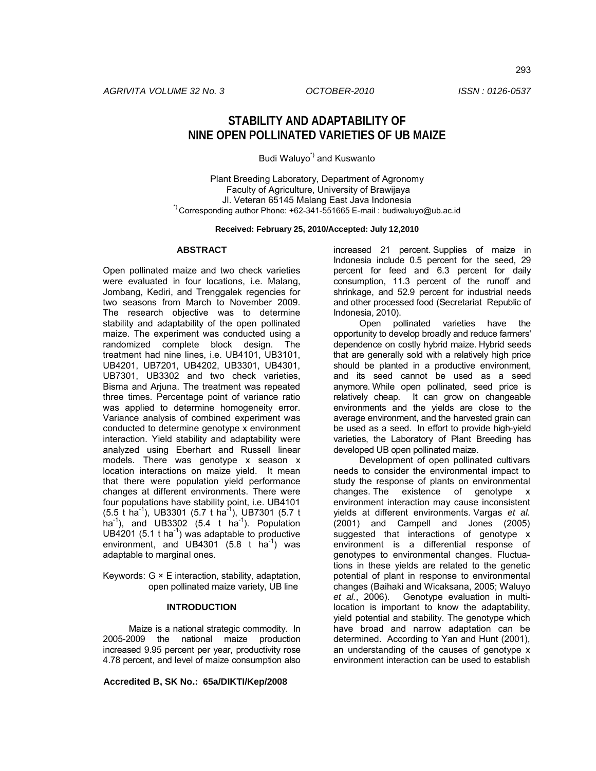# STABILITY AND ADAPTABILITY OF NINE OPEN POLLINATED VARIETIES OF UB MAIZE

Budi Waluyo[*)] and Kuswanto

Plant Breeding Laboratory, Department of Agronomy
Faculty of Agriculture, University of Brawijaya
Jl. Veteran 65145 Malang East Java Indonesia
[*)] Corresponding author Phone: +62-341-551665 E-mail : budiwaluyo@ub.ac.id

**Received: February 25, 2010/Accepted: July 12,2010**

## ABSTRACT

Open pollinated maize and two check varieties were evaluated in four locations, i.e. Malang, Jombang, Kediri, and Trenggalek regencies for two seasons from March to November 2009. The research objective was to determine stability and adaptability of the open pollinated maize. The experiment was conducted using a randomized complete block design. The treatment had nine lines, i.e. UB4101, UB3101, UB4201, UB7201, UB4202, UB3301, UB4301, UB7301, UB3302 and two check varieties, Bisma and Arjuna. The treatment was repeated three times. Percentage point of variance ratio was applied to determine homogeneity error. Variance analysis of combined experiment was conducted to determine genotype x environment interaction. Yield stability and adaptability were analyzed using Eberhart and Russell linear models. There was genotype x season x location interactions on maize yield. It mean that there were population yield performance changes at different environments. There were four populations have stability point, i.e. UB4101 (5.5 t ha$^{-1}$), UB3301 (5.7 t ha$^{-1}$), UB7301 (5.7 t ha$^{-1}$), and UB3302 (5.4 t ha$^{-1}$). Population UB4201 (5.1 t ha$^{-1}$) was adaptable to productive environment, and UB4301 (5.8 t ha$^{-1}$) was adaptable to marginal ones.

Keywords: G × E interaction, stability, adaptation, open pollinated maize variety, UB line

## INTRODUCTION

Maize is a national strategic commodity. In 2005-2009 the national maize production increased 9.95 percent per year, productivity rose 4.78 percent, and level of maize consumption also increased 21 percent. Supplies of maize in Indonesia include 0.5 percent for the seed, 29 percent for feed and 6.3 percent for daily consumption, 11.3 percent of the runoff and shrinkage, and 52.9 percent for industrial needs and other processed food (Secretariat Republic of Indonesia, 2010).

Open pollinated varieties have the opportunity to develop broadly and reduce farmers' dependence on costly hybrid maize. Hybrid seeds that are generally sold with a relatively high price should be planted in a productive environment, and its seed cannot be used as a seed anymore. While open pollinated, seed price is relatively cheap. It can grow on changeable environments and the yields are close to the average environment, and the harvested grain can be used as a seed. In effort to provide high-yield varieties, the Laboratory of Plant Breeding has developed UB open pollinated maize.

Development of open pollinated cultivars needs to consider the environmental impact to study the response of plants on environmental changes. The existence of genotype x environment interaction may cause inconsistent yields at different environments. Vargas *et al.* (2001) and Campell and Jones (2005) suggested that interactions of genotype x environment is a differential response of genotypes to environmental changes. Fluctuations in these yields are related to the genetic potential of plant in response to environmental changes (Baihaki and Wicaksana, 2005; Waluyo *et al.*, 2006). Genotype evaluation in multi-location is important to know the adaptability, yield potential and stability. The genotype which have broad and narrow adaptation can be determined. According to Yan and Hunt (2001), an understanding of the causes of genotype x environment interaction can be used to establish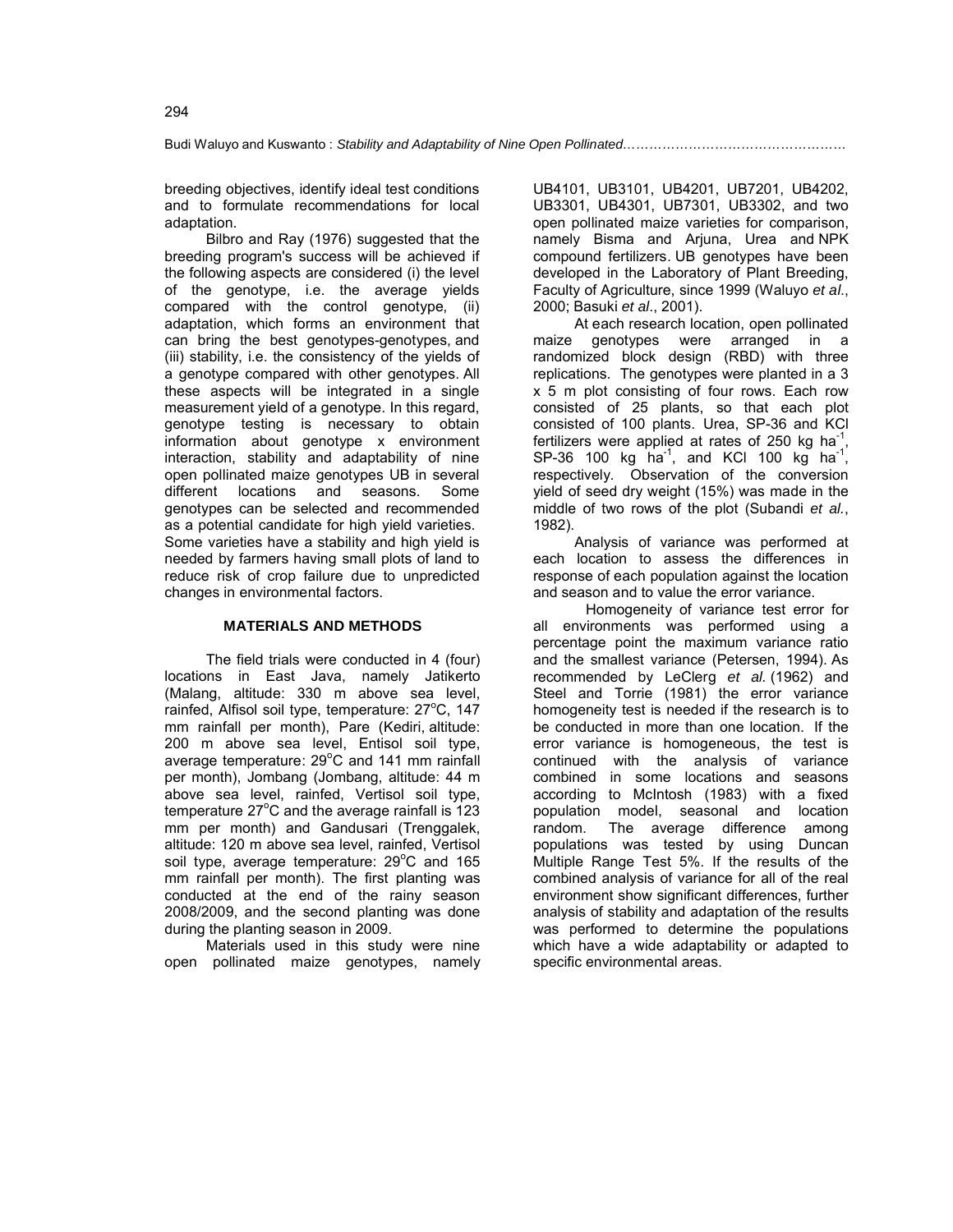breeding objectives, identify ideal test conditions and to formulate recommendations for local adaptation.

Bilbro and Ray (1976) suggested that the breeding program's success will be achieved if the following aspects are considered (i) the level of the genotype, i.e. the average yields compared with the control genotype, (ii) adaptation, which forms an environment that can bring the best genotypes-genotypes, and (iii) stability, i.e. the consistency of the yields of a genotype compared with other genotypes. All these aspects will be integrated in a single measurement yield of a genotype. In this regard, genotype testing is necessary to obtain information about genotype x environment interaction, stability and adaptability of nine open pollinated maize genotypes UB in several different locations and seasons. Some genotypes can be selected and recommended as a potential candidate for high yield varieties. Some varieties have a stability and high yield is needed by farmers having small plots of land to reduce risk of crop failure due to unpredicted changes in environmental factors.

## MATERIALS AND METHODS

The field trials were conducted in 4 (four) locations in East Java, namely Jatikerto (Malang, altitude: 330 m above sea level, rainfed, Alfisol soil type, temperature: 27°C, 147 mm rainfall per month), Pare (Kediri, altitude: 200 m above sea level, Entisol soil type, average temperature: 29°C and 141 mm rainfall per month), Jombang (Jombang, altitude: 44 m above sea level, rainfed, Vertisol soil type, temperature 27°C and the average rainfall is 123 mm per month) and Gandusari (Trenggalek, altitude: 120 m above sea level, rainfed, Vertisol soil type, average temperature: 29°C and 165 mm rainfall per month). The first planting was conducted at the end of the rainy season 2008/2009, and the second planting was done during the planting season in 2009.

Materials used in this study were nine open pollinated maize genotypes, namely UB4101, UB3101, UB4201, UB7201, UB4202, UB3301, UB4301, UB7301, UB3302, and two open pollinated maize varieties for comparison, namely Bisma and Arjuna, Urea and NPK compound fertilizers. UB genotypes have been developed in the Laboratory of Plant Breeding, Faculty of Agriculture, since 1999 (Waluyo *et al*., 2000; Basuki *et al*., 2001).

At each research location, open pollinated maize genotypes were arranged in a randomized block design (RBD) with three replications. The genotypes were planted in a 3 x 5 m plot consisting of four rows. Each row consisted of 25 plants, so that each plot consisted of 100 plants. Urea, SP-36 and KCl fertilizers were applied at rates of 250 kg $ha^{-1}$, SP-36 100 kg $ha^{-1}$, and KCl 100 kg $ha^{-1}$, respectively. Observation of the conversion yield of seed dry weight (15%) was made in the middle of two rows of the plot (Subandi *et al.*, 1982).

Analysis of variance was performed at each location to assess the differences in response of each population against the location and season and to value the error variance.

Homogeneity of variance test error for all environments was performed using a percentage point the maximum variance ratio and the smallest variance (Petersen, 1994). As recommended by LeClerg *et al.* (1962) and Steel and Torrie (1981) the error variance homogeneity test is needed if the research is to be conducted in more than one location. If the error variance is homogeneous, the test is continued with the analysis of variance combined in some locations and seasons according to McIntosh (1983) with a fixed population model, seasonal and location random. The average difference among populations was tested by using Duncan Multiple Range Test 5%. If the results of the combined analysis of variance for all of the real environment show significant differences, further analysis of stability and adaptation of the results was performed to determine the populations which have a wide adaptability or adapted to specific environmental areas.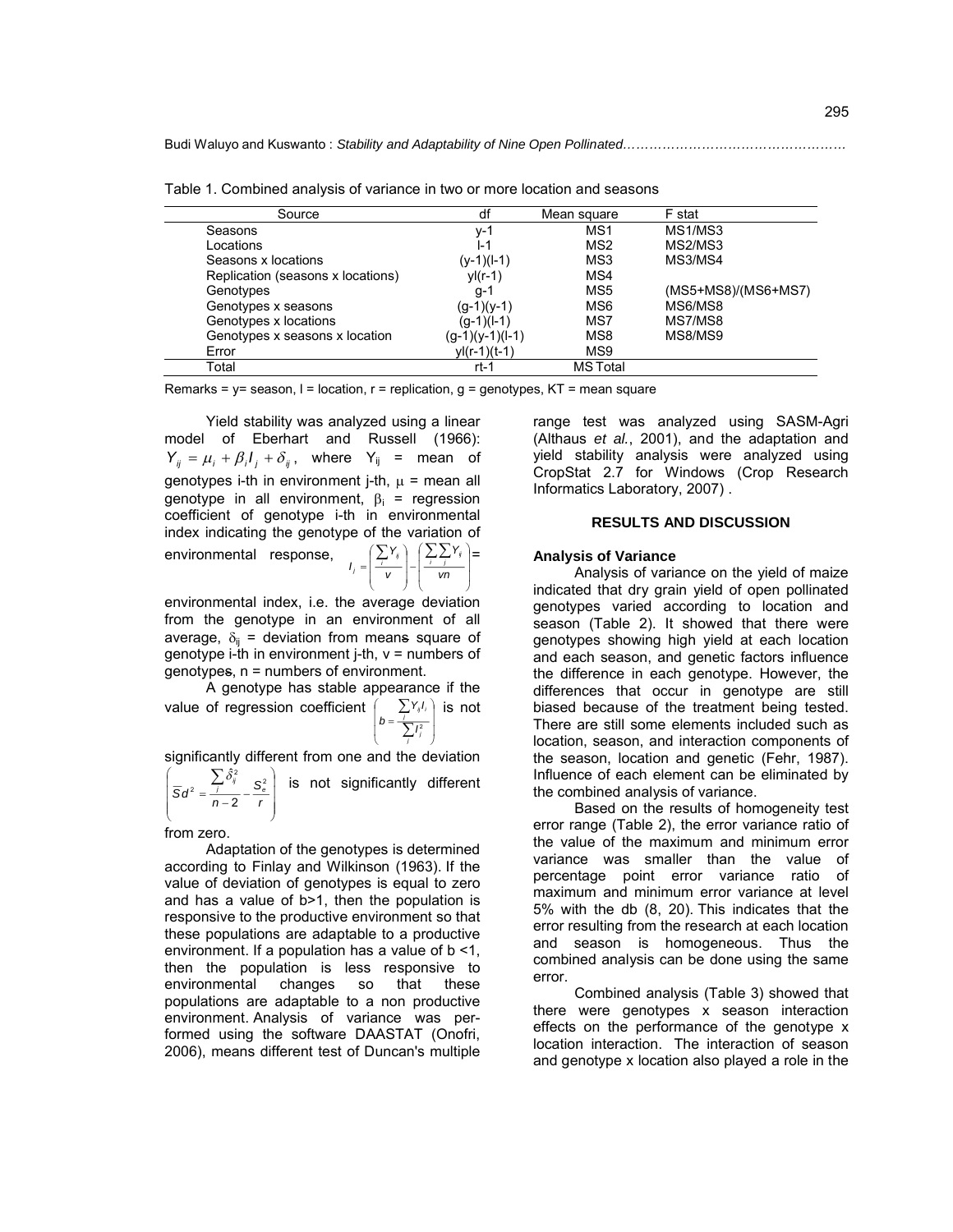Table 1. Combined analysis of variance in two or more location and seasons

| Source | df | Mean square | F stat |
|---|---|---|---|
| Seasons | y-1 | MS1 | MS1/MS3 |
| Locations | l-1 | MS2 | MS2/MS3 |
| Seasons x locations | (y-1)(l-1) | MS3 | MS3/MS4 |
| Replication (seasons x locations) | yl(r-1) | MS4 | |
| Genotypes | g-1 | MS5 | (MS5+MS8)/(MS6+MS7) |
| Genotypes x seasons | (g-1)(y-1) | MS6 | MS6/MS8 |
| Genotypes x locations | (g-1)(l-1) | MS7 | MS7/MS8 |
| Genotypes x seasons x location | (g-1)(y-1)(l-1) | MS8 | MS8/MS9 |
| Error | yl(r-1)(t-1) | MS9 | |
| Total | rt-1 | MS Total | |

Remarks = y= season, l = location, r = replication, g = genotypes, KT = mean square

Yield stability was analyzed using a linear model of Eberhart and Russell (1966): $Y_{ij} = \mu_i + \beta_i I_j + \delta_{ij}$, where $Y_{ij}$ = mean of genotypes i-th in environment j-th, $\mu$ = mean all genotype in all environment, $\beta_i$ = regression coefficient of genotype i-th in environmental index indicating the genotype of the variation of environmental response, $I_j = \left(\frac{\sum_i Y_{ij}}{v}\right) - \left(\frac{\sum_i \sum_j Y_{ij}}{vn}\right)$= environmental index, i.e. the average deviation from the genotype in an environment of all average, $\delta_{ij}$ = deviation from means square of genotype i-th in environment j-th, v = numbers of genotypes, n = numbers of environment.

A genotype has stable appearance if the value of regression coefficient $\left(b = \frac{\sum_j Y_{ij} I_i}{\sum_j I_j^2}\right)$ is not significantly different from one and the deviation $\left(\bar{S}d^2 = \frac{\sum_j \hat{\delta}_{ij}^2}{n-2} - \frac{S_e^2}{r}\right)$ is not significantly different from zero.

Adaptation of the genotypes is determined according to Finlay and Wilkinson (1963). If the value of deviation of genotypes is equal to zero and has a value of b>1, then the population is responsive to the productive environment so that these populations are adaptable to a productive environment. If a population has a value of b <1, then the population is less responsive to environmental changes so that these populations are adaptable to a non productive environment. Analysis of variance was performed using the software DAASTAT (Onofri, 2006), means different test of Duncan's multiple range test was analyzed using SASM-Agri (Althaus *et al.*, 2001), and the adaptation and yield stability analysis were analyzed using CropStat 2.7 for Windows (Crop Research Informatics Laboratory, 2007) .

## RESULTS AND DISCUSSION

### Analysis of Variance

Analysis of variance on the yield of maize indicated that dry grain yield of open pollinated genotypes varied according to location and season (Table 2). It showed that there were genotypes showing high yield at each location and each season, and genetic factors influence the difference in each genotype. However, the differences that occur in genotype are still biased because of the treatment being tested. There are still some elements included such as location, season, and interaction components of the season, location and genetic (Fehr, 1987). Influence of each element can be eliminated by the combined analysis of variance.

Based on the results of homogeneity test error range (Table 2), the error variance ratio of the value of the maximum and minimum error variance was smaller than the value of percentage point error variance ratio of maximum and minimum error variance at level 5% with the db (8, 20). This indicates that the error resulting from the research at each location and season is homogeneous. Thus the combined analysis can be done using the same error.

Combined analysis (Table 3) showed that there were genotypes x season interaction effects on the performance of the genotype x location interaction. The interaction of season and genotype x location also played a role in the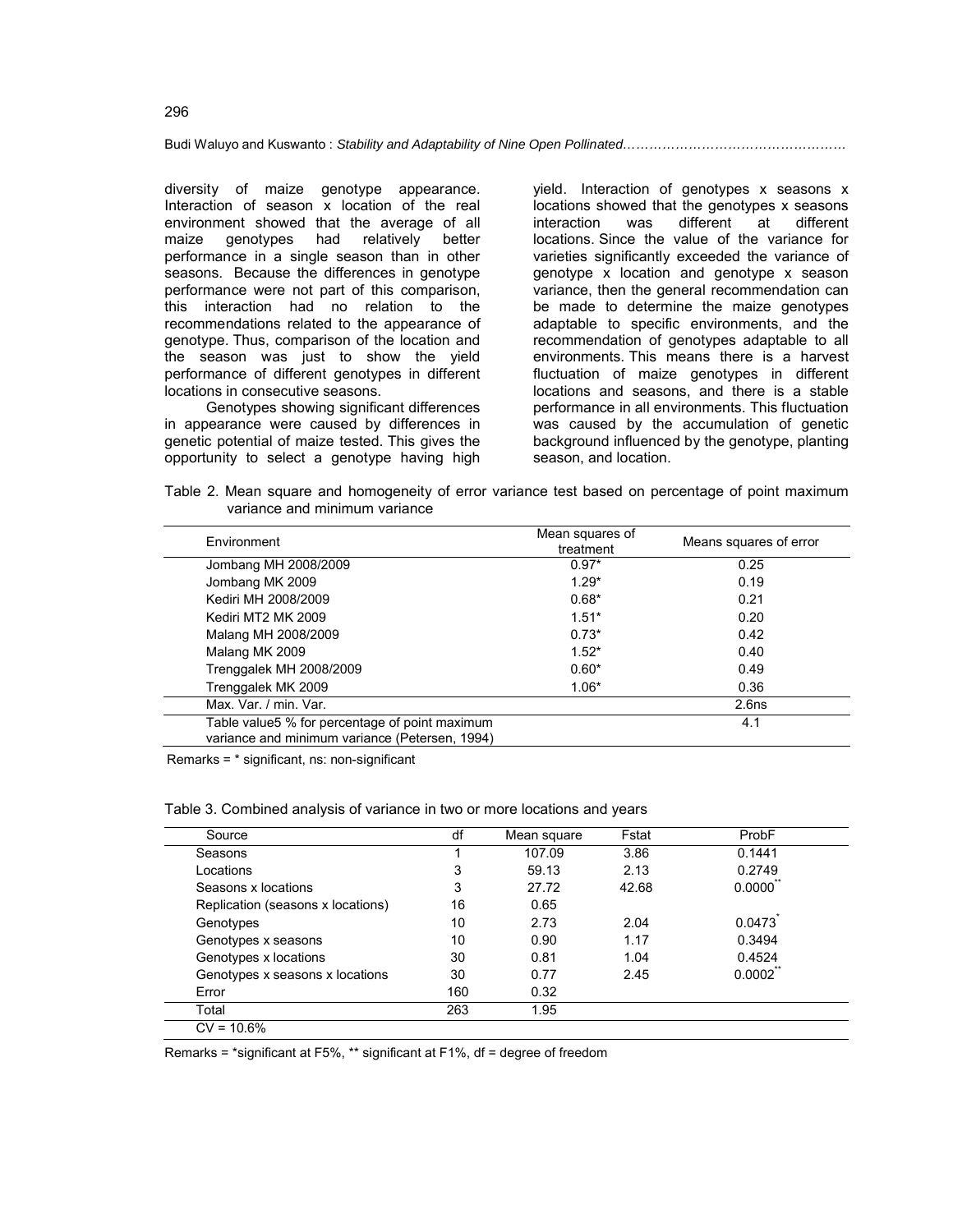diversity of maize genotype appearance. Interaction of season x location of the real environment showed that the average of all maize genotypes had relatively better performance in a single season than in other seasons. Because the differences in genotype performance were not part of this comparison, this interaction had no relation to the recommendations related to the appearance of genotype. Thus, comparison of the location and the season was just to show the yield performance of different genotypes in different locations in consecutive seasons.

Genotypes showing significant differences in appearance were caused by differences in genetic potential of maize tested. This gives the opportunity to select a genotype having high yield. Interaction of genotypes x seasons x locations showed that the genotypes x seasons interaction was different at different locations. Since the value of the variance for varieties significantly exceeded the variance of genotype x location and genotype x season variance, then the general recommendation can be made to determine the maize genotypes adaptable to specific environments, and the recommendation of genotypes adaptable to all environments. This means there is a harvest fluctuation of maize genotypes in different locations and seasons, and there is a stable performance in all environments. This fluctuation was caused by the accumulation of genetic background influenced by the genotype, planting season, and location.

Table 2. Mean square and homogeneity of error variance test based on percentage of point maximum variance and minimum variance

| Environment | Mean squares of treatment | Means squares of error |
|---|---|---|
| Jombang MH 2008/2009 | 0.97* | 0.25 |
| Jombang MK 2009 | 1.29* | 0.19 |
| Kediri MH 2008/2009 | 0.68* | 0.21 |
| Kediri MT2 MK 2009 | 1.51* | 0.20 |
| Malang MH 2008/2009 | 0.73* | 0.42 |
| Malang MK 2009 | 1.52* | 0.40 |
| Trenggalek MH 2008/2009 | 0.60* | 0.49 |
| Trenggalek MK 2009 | 1.06* | 0.36 |
| Max. Var. / min. Var. | | 2.6ns |
| Table value5 % for percentage of point maximum variance and minimum variance (Petersen, 1994) | | 4.1 |

Remarks = * significant, ns: non-significant

Table 3. Combined analysis of variance in two or more locations and years

| Source | df | Mean square | Fstat | ProbF |
|---|---|---|---|---|
| Seasons | 1 | 107.09 | 3.86 | 0.1441 |
| Locations | 3 | 59.13 | 2.13 | 0.2749 |
| Seasons x locations | 3 | 27.72 | 42.68 | 0.0000** |
| Replication (seasons x locations) | 16 | 0.65 | | |
| Genotypes | 10 | 2.73 | 2.04 | 0.0473* |
| Genotypes x seasons | 10 | 0.90 | 1.17 | 0.3494 |
| Genotypes x locations | 30 | 0.81 | 1.04 | 0.4524 |
| Genotypes x seasons x locations | 30 | 0.77 | 2.45 | 0.0002** |
| Error | 160 | 0.32 | | |
| Total | 263 | 1.95 | | |
| CV = 10.6% | | | | |

Remarks = *significant at F5%, ** significant at F1%, df = degree of freedom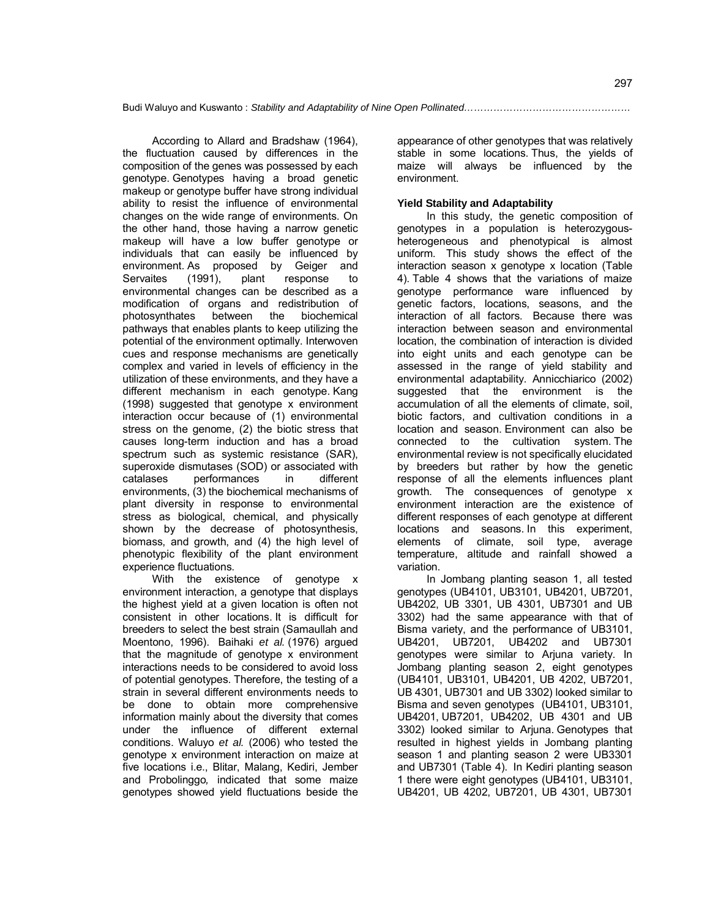According to Allard and Bradshaw (1964), the fluctuation caused by differences in the composition of the genes was possessed by each genotype. Genotypes having a broad genetic makeup or genotype buffer have strong individual ability to resist the influence of environmental changes on the wide range of environments. On the other hand, those having a narrow genetic makeup will have a low buffer genotype or individuals that can easily be influenced by environment. As proposed by Geiger and Servaites (1991), plant response to environmental changes can be described as a modification of organs and redistribution of photosynthates between the biochemical pathways that enables plants to keep utilizing the potential of the environment optimally. Interwoven cues and response mechanisms are genetically complex and varied in levels of efficiency in the utilization of these environments, and they have a different mechanism in each genotype. Kang (1998) suggested that genotype x environment interaction occur because of (1) environmental stress on the genome, (2) the biotic stress that causes long-term induction and has a broad spectrum such as systemic resistance (SAR), superoxide dismutases (SOD) or associated with catalases performances in different environments, (3) the biochemical mechanisms of plant diversity in response to environmental stress as biological, chemical, and physically shown by the decrease of photosynthesis, biomass, and growth, and (4) the high level of phenotypic flexibility of the plant environment experience fluctuations.

With the existence of genotype x environment interaction, a genotype that displays the highest yield at a given location is often not consistent in other locations. It is difficult for breeders to select the best strain (Samaullah and Moentono, 1996). Baihaki *et al.* (1976) argued that the magnitude of genotype x environment interactions needs to be considered to avoid loss of potential genotypes. Therefore, the testing of a strain in several different environments needs to be done to obtain more comprehensive information mainly about the diversity that comes under the influence of different external conditions. Waluyo *et al.* (2006) who tested the genotype x environment interaction on maize at five locations i.e., Blitar, Malang, Kediri, Jember and Probolinggo*,* indicated that some maize genotypes showed yield fluctuations beside the appearance of other genotypes that was relatively stable in some locations. Thus, the yields of maize will always be influenced by the environment.

### Yield Stability and Adaptability

In this study, the genetic composition of genotypes in a population is heterozygous-heterogeneous and phenotypical is almost uniform. This study shows the effect of the interaction season x genotype x location (Table 4). Table 4 shows that the variations of maize genotype performance ware influenced by genetic factors, locations, seasons, and the interaction of all factors. Because there was interaction between season and environmental location, the combination of interaction is divided into eight units and each genotype can be assessed in the range of yield stability and environmental adaptability. Annicchiarico (2002) suggested that the environment is the accumulation of all the elements of climate, soil, biotic factors, and cultivation conditions in a location and season. Environment can also be connected to the cultivation system. The environmental review is not specifically elucidated by breeders but rather by how the genetic response of all the elements influences plant growth. The consequences of genotype x environment interaction are the existence of different responses of each genotype at different locations and seasons. In this experiment, elements of climate, soil type, average temperature, altitude and rainfall showed a variation.

In Jombang planting season 1, all tested genotypes (UB4101, UB3101, UB4201, UB7201, UB4202, UB 3301, UB 4301, UB7301 and UB 3302) had the same appearance with that of Bisma variety, and the performance of UB3101, UB4201, UB7201, UB4202 and UB7301 genotypes were similar to Arjuna variety. In Jombang planting season 2, eight genotypes (UB4101, UB3101, UB4201, UB 4202, UB7201, UB 4301, UB7301 and UB 3302) looked similar to Bisma and seven genotypes (UB4101, UB3101, UB4201, UB7201, UB4202, UB 4301 and UB 3302) looked similar to Arjuna. Genotypes that resulted in highest yields in Jombang planting season 1 and planting season 2 were UB3301 and UB7301 (Table 4). In Kediri planting season 1 there were eight genotypes (UB4101, UB3101, UB4201, UB 4202, UB7201, UB 4301, UB7301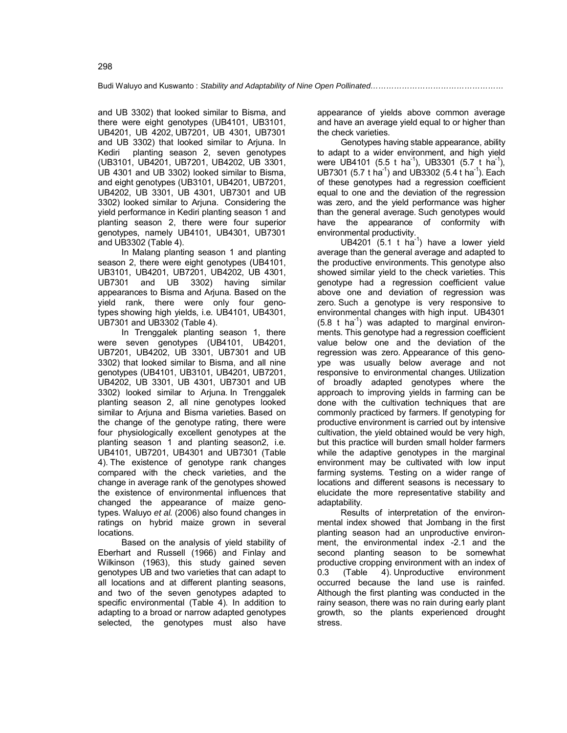and UB 3302) that looked similar to Bisma, and there were eight genotypes (UB4101, UB3101, UB4201, UB 4202, UB7201, UB 4301, UB7301 and UB 3302) that looked similar to Arjuna. In Kediri planting season 2, seven genotypes (UB3101, UB4201, UB7201, UB4202, UB 3301, UB 4301 and UB 3302) looked similar to Bisma, and eight genotypes (UB3101, UB4201, UB7201, UB4202, UB 3301, UB 4301, UB7301 and UB 3302) looked similar to Arjuna. Considering the yield performance in Kediri planting season 1 and planting season 2, there were four superior genotypes, namely UB4101, UB4301, UB7301 and UB3302 (Table 4).

In Malang planting season 1 and planting season 2, there were eight genotypes (UB4101, UB3101, UB4201, UB7201, UB4202, UB 4301, UB7301 and UB 3302) having similar appearances to Bisma and Arjuna. Based on the yield rank, there were only four genotypes showing high yields, i.e. UB4101, UB4301, UB7301 and UB3302 (Table 4).

In Trenggalek planting season 1, there were seven genotypes (UB4101, UB4201, UB7201, UB4202, UB 3301, UB7301 and UB 3302) that looked similar to Bisma, and all nine genotypes (UB4101, UB3101, UB4201, UB7201, UB4202, UB 3301, UB 4301, UB7301 and UB 3302) looked similar to Arjuna. In Trenggalek planting season 2, all nine genotypes looked similar to Arjuna and Bisma varieties. Based on the change of the genotype rating, there were four physiologically excellent genotypes at the planting season 1 and planting season2, i.e. UB4101, UB7201, UB4301 and UB7301 (Table 4). The existence of genotype rank changes compared with the check varieties, and the change in average rank of the genotypes showed the existence of environmental influences that changed the appearance of maize genotypes. Waluyo *et al.* (2006) also found changes in ratings on hybrid maize grown in several locations.

Based on the analysis of yield stability of Eberhart and Russell (1966) and Finlay and Wilkinson (1963), this study gained seven genotypes UB and two varieties that can adapt to all locations and at different planting seasons, and two of the seven genotypes adapted to specific environmental (Table 4). In addition to adapting to a broad or narrow adapted genotypes selected, the genotypes must also have appearance of yields above common average and have an average yield equal to or higher than the check varieties.

Genotypes having stable appearance, ability to adapt to a wider environment, and high yield were UB4101 (5.5 t ha$^{-1}$), UB3301 (5.7 t ha$^{-1}$), UB7301 (5.7 t ha$^{-1}$) and UB3302 (5.4 t ha$^{-1}$). Each of these genotypes had a regression coefficient equal to one and the deviation of the regression was zero, and the yield performance was higher than the general average. Such genotypes would have the appearance of conformity with environmental productivity.

UB4201 (5.1 t ha$^{-1}$) have a lower yield average than the general average and adapted to the productive environments. This genotype also showed similar yield to the check varieties. This genotype had a regression coefficient value above one and deviation of regression was zero. Such a genotype is very responsive to environmental changes with high input. UB4301 (5.8 t ha$^{-1}$) was adapted to marginal environments. This genotype had a regression coefficient value below one and the deviation of the regression was zero. Appearance of this genoype was usually below average and not responsive to environmental changes. Utilization of broadly adapted genotypes where the approach to improving yields in farming can be done with the cultivation techniques that are commonly practiced by farmers. If genotyping for productive environment is carried out by intensive cultivation, the yield obtained would be very high, but this practice will burden small holder farmers while the adaptive genotypes in the marginal environment may be cultivated with low input farming systems. Testing on a wider range of locations and different seasons is necessary to elucidate the more representative stability and adaptability.

Results of interpretation of the environmental index showed that Jombang in the first planting season had an unproductive environment, the environmental index -2.1 and the second planting season to be somewhat productive cropping environment with an index of 0.3 (Table 4). Unproductive environment occurred because the land use is rainfed. Although the first planting was conducted in the rainy season, there was no rain during early plant growth, so the plants experienced drought stress.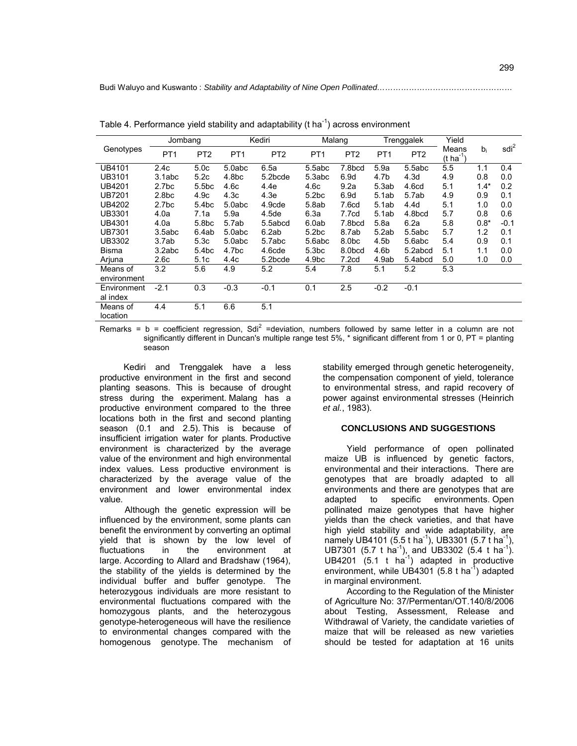Table 4. Performance yield stability and adaptability (t $ha^{-1}$) across environment

| Genotypes | Jombang | | Kediri | | Malang | | Trenggalek | | Yield Means (t $ha^{-1}$) | $b_i$ | $sdi^2$ |
|---|---|---|---|---|---|---|---|---|---|---|---|
| | PT1 | PT2 | PT1 | PT2 | PT1 | PT2 | PT1 | PT2 | | | |
| UB4101 | 2.4c | 5.0c | 5.0abc | 6.5a | 5.5abc | 7.8bcd | 5.9a | 5.5abc | 5.5 | 1.1 | 0.4 |
| UB3101 | 3.1abc | 5.2c | 4.8bc | 5.2bcde | 5.3abc | 6.9d | 4.7b | 4.3d | 4.9 | 0.8 | 0.0 |
| UB4201 | 2.7bc | 5.5bc | 4.6c | 4.4e | 4.6c | 9.2a | 5.3ab | 4.6cd | 5.1 | 1.4* | 0.2 |
| UB7201 | 2.8bc | 4.9c | 4.3c | 4.3e | 5.2bc | 6.9d | 5.1ab | 5.7ab | 4.9 | 0.9 | 0.1 |
| UB4202 | 2.7bc | 5.4bc | 5.0abc | 4.9cde | 5.8ab | 7.6cd | 5.1ab | 4.4d | 5.1 | 1.0 | 0.0 |
| UB3301 | 4.0a | 7.1a | 5.9a | 4.5de | 6.3a | 7.7cd | 5.1ab | 4.8bcd | 5.7 | 0.8 | 0.6 |
| UB4301 | 4.0a | 5.8bc | 5.7ab | 5.5abcd | 6.0ab | 7.8bcd | 5.8a | 6.2a | 5.8 | 0.8* | -0.1 |
| UB7301 | 3.5abc | 6.4ab | 5.0abc | 6.2ab | 5.2bc | 8.7ab | 5.2ab | 5.5abc | 5.7 | 1.2 | 0.1 |
| UB3302 | 3.7ab | 5.3c | 5.0abc | 5.7abc | 5.6abc | 8.0bc | 4.5b | 5.6abc | 5.4 | 0.9 | 0.1 |
| Bisma | 3.2abc | 5.4bc | 4.7bc | 4.6cde | 5.3bc | 8.0bcd | 4.6b | 5.2abcd | 5.1 | 1.1 | 0.0 |
| Arjuna | 2.6c | 5.1c | 4.4c | 5.2bcde | 4.9bc | 7.2cd | 4.9ab | 5.4abcd | 5.0 | 1.0 | 0.0 |
| Means of environment | 3.2 | 5.6 | 4.9 | 5.2 | 5.4 | 7.8 | 5.1 | 5.2 | 5.3 | | |
| Environmental index | -2.1 | 0.3 | -0.3 | -0.1 | 0.1 | 2.5 | -0.2 | -0.1 | | | |
| Means of location | 4.4 | | 5.1 | | 6.6 | | 5.1 | | | | |

Remarks = b = coefficient regression, $Sdi^2$ =deviation, numbers followed by same letter in a column are not significantly different in Duncan's multiple range test 5%, * significant different from 1 or 0, PT = planting season

Kediri and Trenggalek have a less productive environment in the first and second planting seasons. This is because of drought stress during the experiment. Malang has a productive environment compared to the three locations both in the first and second planting season (0.1 and 2.5). This is because of insufficient irrigation water for plants. Productive environment is characterized by the average value of the environment and high environmental index values. Less productive environment is characterized by the average value of the environment and lower environmental index value.

Although the genetic expression will be influenced by the environment, some plants can benefit the environment by converting an optimal yield that is shown by the low level of fluctuations in the environment at large. According to Allard and Bradshaw (1964), the stability of the yields is determined by the individual buffer and buffer genotype. The heterozygous individuals are more resistant to environmental fluctuations compared with the homozygous plants, and the heterozygous genotype-heterogeneous will have the resilience to environmental changes compared with the homogenous genotype. The mechanism of stability emerged through genetic heterogeneity, the compensation component of yield, tolerance to environmental stress, and rapid recovery of power against environmental stresses (Heinrich *et al.*, 1983).

## CONCLUSIONS AND SUGGESTIONS

Yield performance of open pollinated maize UB is influenced by genetic factors, environmental and their interactions. There are genotypes that are broadly adapted to all environments and there are genotypes that are adapted to specific environments. Open pollinated maize genotypes that have higher yields than the check varieties, and that have high yield stability and wide adaptability, are namely UB4101 (5.5 t $ha^{-1}$), UB3301 (5.7 t $ha^{-1}$), UB7301 (5.7 t $ha^{-1}$), and UB3302 (5.4 t $ha^{-1}$). UB4201 (5.1 t $ha^{-1}$) adapted in productive environment, while UB4301 (5.8 t $ha^{-1}$) adapted in marginal environment.

According to the Regulation of the Minister of Agriculture No: 37/Permentan/OT.140/8/2006 about Testing, Assessment, Release and Withdrawal of Variety, the candidate varieties of maize that will be released as new varieties should be tested for adaptation at 16 units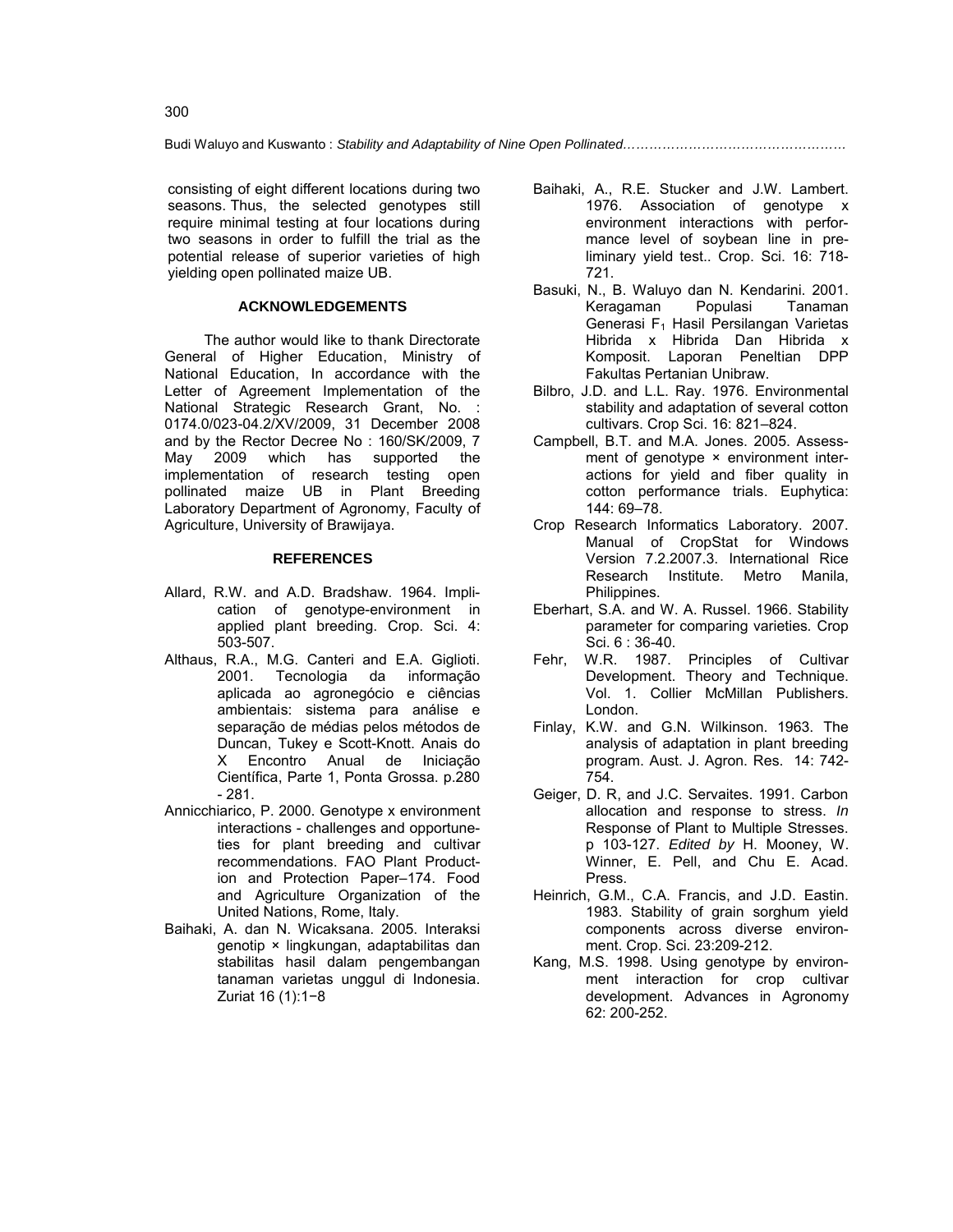consisting of eight different locations during two seasons. Thus, the selected genotypes still require minimal testing at four locations during two seasons in order to fulfill the trial as the potential release of superior varieties of high yielding open pollinated maize UB.

## ACKNOWLEDGEMENTS

The author would like to thank Directorate General of Higher Education, Ministry of National Education, In accordance with the Letter of Agreement Implementation of the National Strategic Research Grant, No. : 0174.0/023-04.2/XV/2009, 31 December 2008 and by the Rector Decree No : 160/SK/2009, 7 May 2009 which has supported the implementation of research testing open pollinated maize UB in Plant Breeding Laboratory Department of Agronomy, Faculty of Agriculture, University of Brawijaya.

## REFERENCES

Allard, R.W. and A.D. Bradshaw. 1964. Implication of genotype-environment in applied plant breeding. Crop. Sci. 4: 503-507.

Althaus, R.A., M.G. Canteri and E.A. Giglioti. 2001. Tecnologia da informação aplicada ao agronegócio e ciências ambientais: sistema para análise e separação de médias pelos métodos de Duncan, Tukey e Scott-Knott. Anais do X Encontro Anual de Iniciação Científica, Parte 1, Ponta Grossa. p.280 - 281.

Annicchiarico, P. 2000. Genotype x environment interactions - challenges and opportuneties for plant breeding and cultivar recommendations. FAO Plant Production and Protection Paper–174. Food and Agriculture Organization of the United Nations, Rome, Italy.

Baihaki, A. dan N. Wicaksana. 2005. Interaksi genotip × lingkungan, adaptabilitas dan stabilitas hasil dalam pengembangan tanaman varietas unggul di Indonesia. Zuriat 16 (1):1−8

Baihaki, A., R.E. Stucker and J.W. Lambert. 1976. Association of genotype x environment interactions with performance level of soybean line in preliminary yield test.. Crop. Sci. 16: 718-721.

Basuki, N., B. Waluyo dan N. Kendarini. 2001. Keragaman Populasi Tanaman Generasi $F_1$ Hasil Persilangan Varietas Hibrida x Hibrida Dan Hibrida x Komposit. Laporan Peneltian DPP Fakultas Pertanian Unibraw.

Bilbro, J.D. and L.L. Ray. 1976. Environmental stability and adaptation of several cotton cultivars. Crop Sci. 16: 821–824.

Campbell, B.T. and M.A. Jones. 2005. Assessment of genotype × environment interactions for yield and fiber quality in cotton performance trials. Euphytica: 144: 69–78.

Crop Research Informatics Laboratory. 2007. Manual of CropStat for Windows Version 7.2.2007.3. International Rice Research Institute. Metro Manila, Philippines.

Eberhart, S.A. and W. A. Russel. 1966. Stability parameter for comparing varieties. Crop Sci. 6 : 36-40.

Fehr, W.R. 1987. Principles of Cultivar Development. Theory and Technique. Vol. 1. Collier McMillan Publishers. London.

Finlay, K.W. and G.N. Wilkinson. 1963. The analysis of adaptation in plant breeding program. Aust. J. Agron. Res. 14: 742-754.

Geiger, D. R, and J.C. Servaites. 1991. Carbon allocation and response to stress. *In* Response of Plant to Multiple Stresses. p 103-127. *Edited by* H. Mooney, W. Winner, E. Pell, and Chu E. Acad. Press.

Heinrich, G.M., C.A. Francis, and J.D. Eastin. 1983. Stability of grain sorghum yield components across diverse environment. Crop. Sci. 23:209-212.

Kang, M.S. 1998. Using genotype by environment interaction for crop cultivar development. Advances in Agronomy 62: 200-252.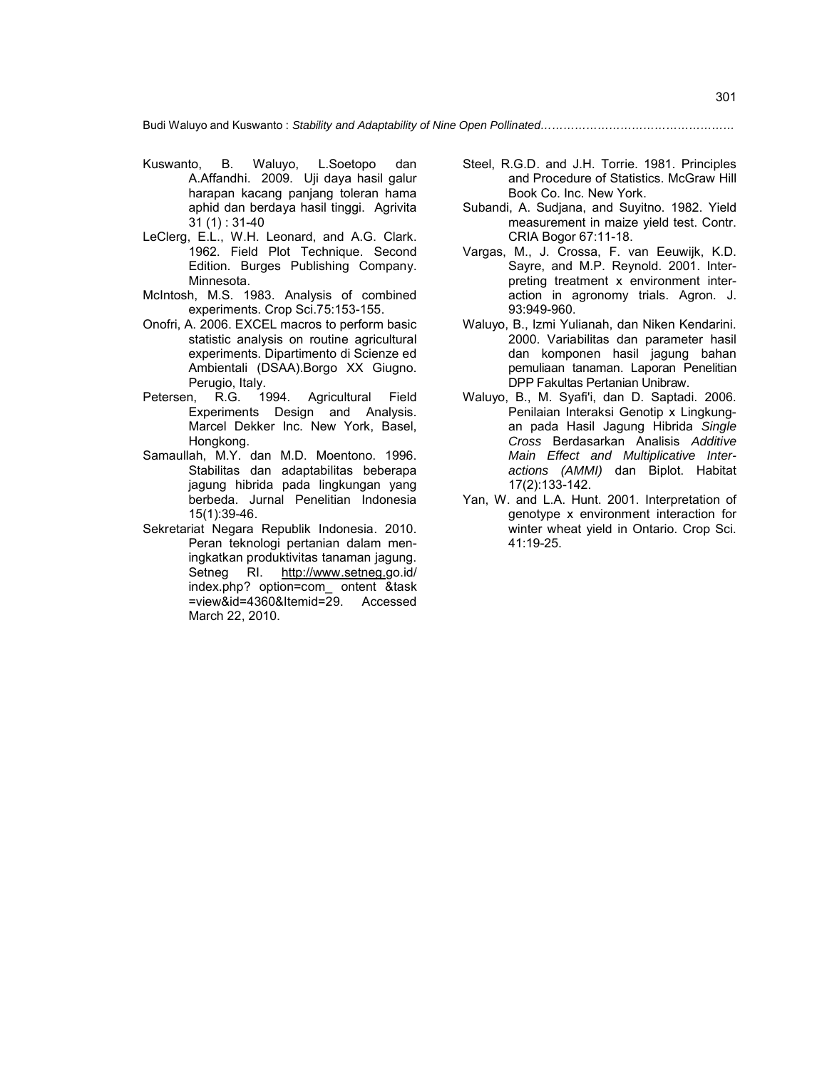Kuswanto, B. Waluyo, L.Soetopo dan A.Affandhi. 2009. Uji daya hasil galur harapan kacang panjang toleran hama aphid dan berdaya hasil tinggi. Agrivita 31 (1) : 31-40

LeClerg, E.L., W.H. Leonard, and A.G. Clark. 1962. Field Plot Technique. Second Edition. Burges Publishing Company. Minnesota.

McIntosh, M.S. 1983. Analysis of combined experiments. Crop Sci.75:153-155.

Onofri, A. 2006. EXCEL macros to perform basic statistic analysis on routine agricultural experiments. Dipartimento di Scienze ed Ambientali (DSAA).Borgo XX Giugno. Perugio, Italy.

Petersen, R.G. 1994. Agricultural Field Experiments Design and Analysis. Marcel Dekker Inc. New York, Basel, Hongkong.

Samaullah, M.Y. dan M.D. Moentono. 1996. Stabilitas dan adaptabilitas beberapa jagung hibrida pada lingkungan yang berbeda. Jurnal Penelitian Indonesia 15(1):39-46.

Sekretariat Negara Republik Indonesia. 2010. Peran teknologi pertanian dalam meningkatkan produktivitas tanaman jagung. Setneg RI. http://www.setneg.go.id/ index.php? option=com_ ontent &task =view&id=4360&Itemid=29. Accessed March 22, 2010.

Steel, R.G.D. and J.H. Torrie. 1981. Principles and Procedure of Statistics. McGraw Hill Book Co. Inc. New York.

Subandi, A. Sudjana, and Suyitno. 1982. Yield measurement in maize yield test. Contr. CRIA Bogor 67:11-18.

Vargas, M., J. Crossa, F. van Eeuwijk, K.D. Sayre, and M.P. Reynold. 2001. Interpreting treatment x environment interaction in agronomy trials. Agron. J. 93:949-960.

Waluyo, B., Izmi Yulianah, dan Niken Kendarini. 2000. Variabilitas dan parameter hasil dan komponen hasil jagung bahan pemuliaan tanaman. Laporan Penelitian DPP Fakultas Pertanian Unibraw.

Waluyo, B., M. Syafi'i, dan D. Saptadi. 2006. Penilaian Interaksi Genotip x Lingkungan pada Hasil Jagung Hibrida *Single Cross* Berdasarkan Analisis *Additive Main Effect and Multiplicative Interactions (AMMI)* dan Biplot. Habitat 17(2):133-142.

Yan, W. and L.A. Hunt. 2001. Interpretation of genotype x environment interaction for winter wheat yield in Ontario. Crop Sci. 41:19-25.